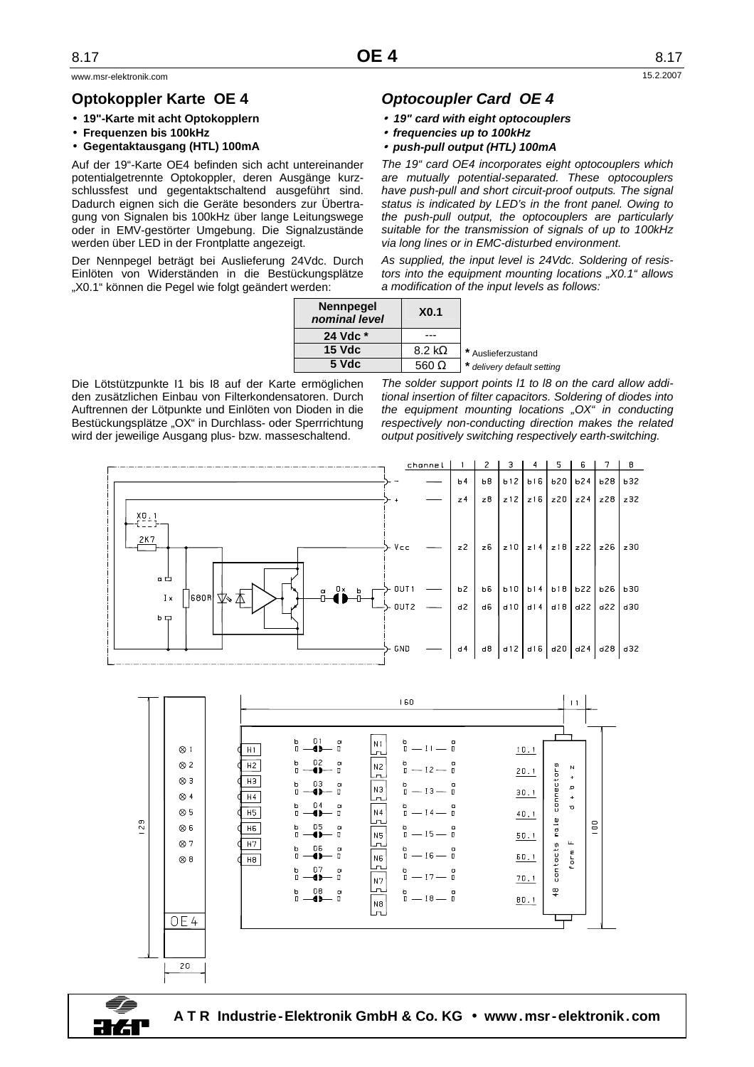## Optokoppler Karte OE 4

- **19"-Karte mit acht Optokopplern**
- **Frequenzen bis 100kHz**
- **Gegentaktausgang (HTL) 100mA**

Auf der 19"-Karte OE4 befinden sich acht untereinander potentialgetrennte Optokoppler, deren Ausgänge kurzschlussfest und gegentaktschaltend ausgeführt sind. Dadurch eignen sich die Geräte besonders zur Übertragung von Signalen bis 100kHz über lange Leitungswege oder in EMV-gestörter Umgebung. Die Signalzustände werden über LED in der Frontplatte angezeigt.

Der Nennpegel beträgt bei Auslieferung 24Vdc. Durch Einlöten von Widerständen in die Bestückungsplätze „X0.1" können die Pegel wie folgt geändert werden:

## *Optocoupler Card OE 4*

- ***19" card with eight optocouplers***
- ***frequencies up to 100kHz***
- ***push-pull output (HTL) 100mA***

*The 19" card OE4 incorporates eight optocouplers which are mutually potential-separated. These optocouplers have push-pull and short circuit-proof outputs. The signal status is indicated by LED's in the front panel. Owing to the push-pull output, the optocouplers are particularly suitable for the transmission of signals of up to 100kHz via long lines or in EMC-disturbed environment.*

*As supplied, the input level is 24Vdc. Soldering of resistors into the equipment mounting locations „X0.1" allows a modification of the input levels as follows:*

| **Nennpegel** *nominal level* | **X0.1** |
|---|---|
| **24 Vdc** * | --- |
| **15 Vdc** | 8.2 kΩ |
| **5 Vdc** | 560 Ω |

\* Auslieferzustand
\* *delivery default setting*

Die Lötstützpunkte I1 bis I8 auf der Karte ermöglichen den zusätzlichen Einbau von Filterkondensatoren. Durch Auftrennen der Lötpunkte und Einlöten von Dioden in die Bestückungsplätze „OX" in Durchlass- oder Sperrrichtung wird der jeweilige Ausgang plus- bzw. masseschaltend.

*The solder support points I1 to I8 on the card allow additional insertion of filter capacitors. Soldering of diodes into the equipment mounting locations „OX" in conducting respectively non-conducting direction makes the related output positively switching respectively earth-switching.*

| channel | 1 | 2 | 3 | 4 | 5 | 6 | 7 | 8 |
|---|---|---|---|---|---|---|---|---|
| − | b4 | b8 | b12 | b16 | b20 | b24 | b28 | b32 |
| + | z4 | z8 | z12 | z16 | z20 | z24 | z28 | z32 |
| Vcc | z2 | z6 | z10 | z14 | z18 | z22 | z26 | z30 |
| OUT1 | b2 | b6 | b10 | b14 | b18 | b22 | b26 | b30 |
| OUT2 | d2 | d6 | d10 | d14 | d18 | d22 | d22 | d30 |
| GND | d4 | d8 | d12 | d16 | d20 | d24 | d28 | d32 |

**A T R Industrie-Elektronik GmbH & Co. KG • www.msr-elektronik.com**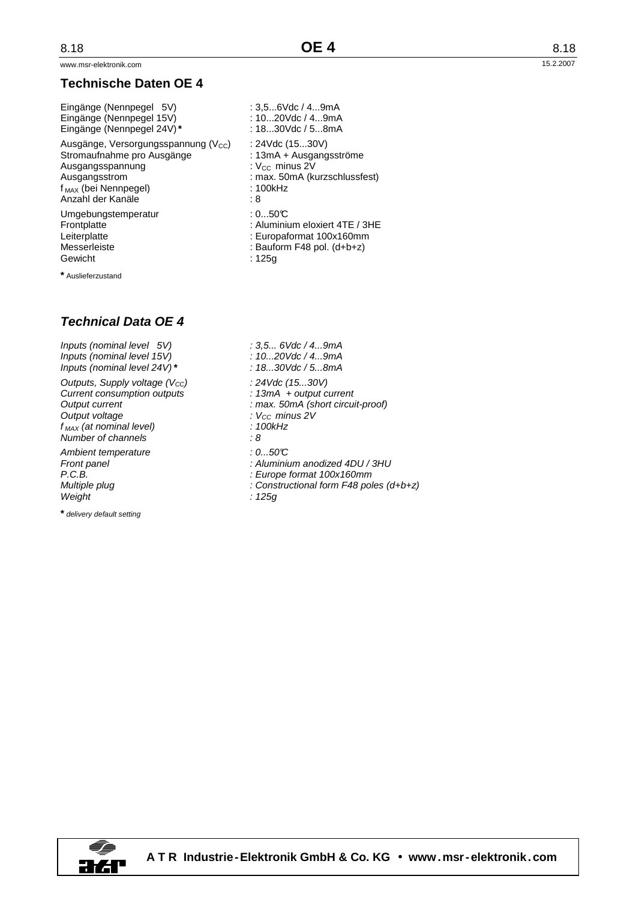## Technische Daten OE 4

| | |
|---|---|
| Eingänge (Nennpegel 5V) | : 3,5...6Vdc / 4...9mA |
| Eingänge (Nennpegel 15V) | : 10...20Vdc / 4...9mA |
| Eingänge (Nennpegel 24V) * | : 18...30Vdc / 5...8mA |
| Ausgänge, Versorgungsspannung ($V_{CC}$) | : 24Vdc (15...30V) |
| Stromaufnahme pro Ausgänge | : 13mA + Ausgangsströme |
| Ausgangsspannung | : $V_{CC}$ minus 2V |
| Ausgangsstrom | : max. 50mA (kurzschlussfest) |
| $f_{MAX}$ (bei Nennpegel) | : 100kHz |
| Anzahl der Kanäle | : 8 |
| Umgebungstemperatur | : 0...50°C |
| Frontplatte | : Aluminium eloxiert 4TE / 3HE |
| Leiterplatte | : Europaformat 100x160mm |
| Messerleiste | : Bauform F48 pol. (d+b+z) |
| Gewicht | : 125g |

**\*** Auslieferzustand

## *Technical Data OE 4*

| | |
|---|---|
| *Inputs (nominal level 5V)* | *: 3,5... 6Vdc / 4...9mA* |
| *Inputs (nominal level 15V)* | *: 10...20Vdc / 4...9mA* |
| *Inputs (nominal level 24V)* * | *: 18...30Vdc / 5...8mA* |
| *Outputs, Supply voltage ($V_{CC}$)* | *: 24Vdc (15...30V)* |
| *Current consumption outputs* | *: 13mA + output current* |
| *Output current* | *: max. 50mA (short circuit-proof)* |
| *Output voltage* | *: $V_{CC}$ minus 2V* |
| *$f_{MAX}$ (at nominal level)* | *: 100kHz* |
| *Number of channels* | *: 8* |
| *Ambient temperature* | *: 0...50°C* |
| *Front panel* | *: Aluminium anodized 4DU / 3HU* |
| *P.C.B.* | *: Europe format 100x160mm* |
| *Multiple plug* | *: Constructional form F48 poles (d+b+z)* |
| *Weight* | *: 125g* |

**\*** *delivery default setting*